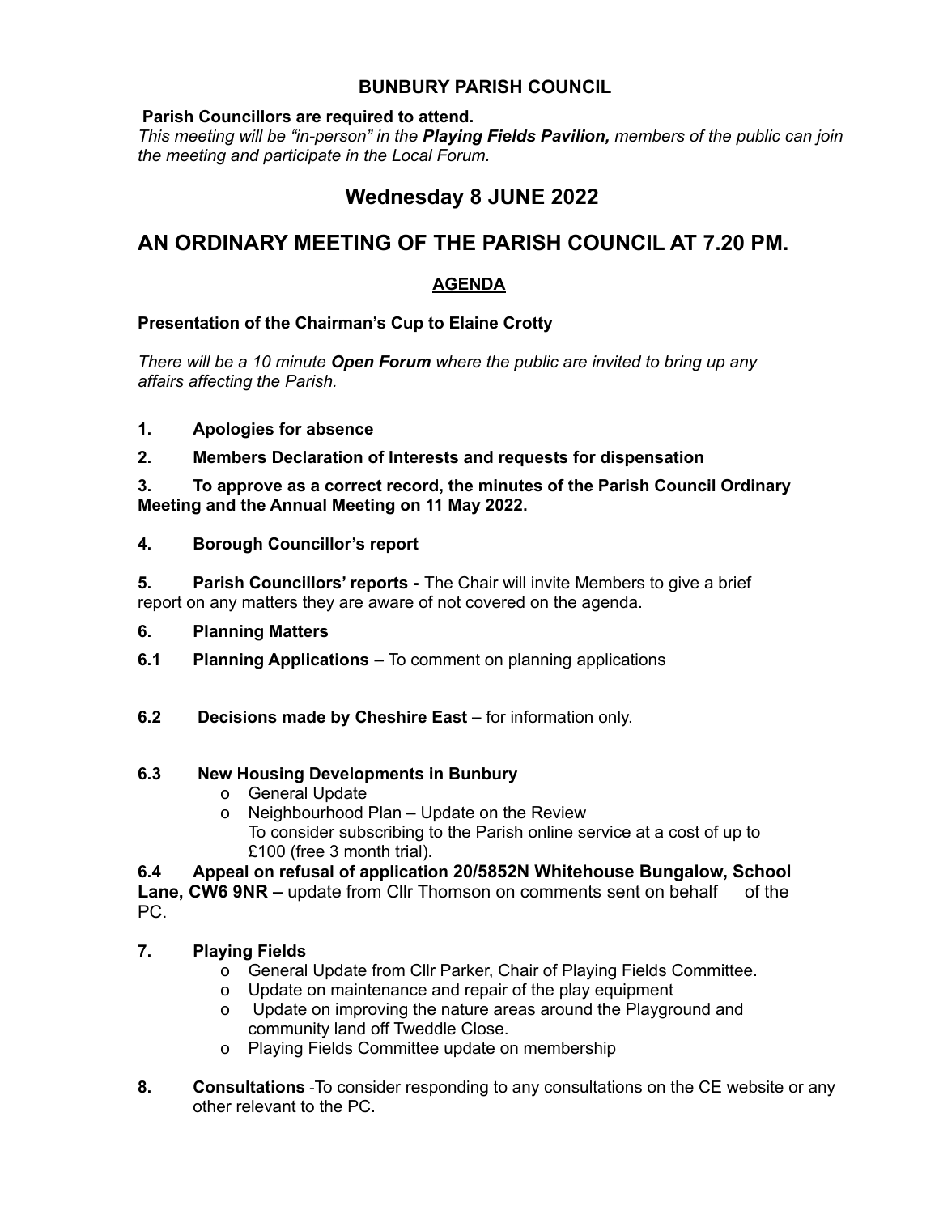# BUNBURY PARISH COUNCIL

**Parish Councillors are required to attend.**

*This meeting will be "in-person" in the **Playing Fields Pavilion,** members of the public can join the meeting and participate in the Local Forum.*

## Wednesday 8 JUNE 2022

## AN ORDINARY MEETING OF THE PARISH COUNCIL AT 7.20 PM.

### AGENDA

**Presentation of the Chairman's Cup to Elaine Crotty**

*There will be a 10 minute **Open Forum** where the public are invited to bring up any affairs affecting the Parish.*

**1. Apologies for absence**

**2. Members Declaration of Interests and requests for dispensation**

**3. To approve as a correct record, the minutes of the Parish Council Ordinary Meeting and the Annual Meeting on 11 May 2022.**

**4. Borough Councillor's report**

**5. Parish Councillors' reports -** The Chair will invite Members to give a brief report on any matters they are aware of not covered on the agenda.

**6. Planning Matters**

**6.1 Planning Applications** – To comment on planning applications

**6.2 Decisions made by Cheshire East –** for information only.

**6.3 New Housing Developments in Bunbury**

- General Update
- Neighbourhood Plan – Update on the Review
  To consider subscribing to the Parish online service at a cost of up to £100 (free 3 month trial).

**6.4 Appeal on refusal of application 20/5852N Whitehouse Bungalow, School Lane, CW6 9NR –** update from Cllr Thomson on comments sent on behalf of the PC.

**7. Playing Fields**

- General Update from Cllr Parker, Chair of Playing Fields Committee.
- Update on maintenance and repair of the play equipment
- Update on improving the nature areas around the Playground and community land off Tweddle Close.
- Playing Fields Committee update on membership

**8. Consultations** -To consider responding to any consultations on the CE website or any other relevant to the PC.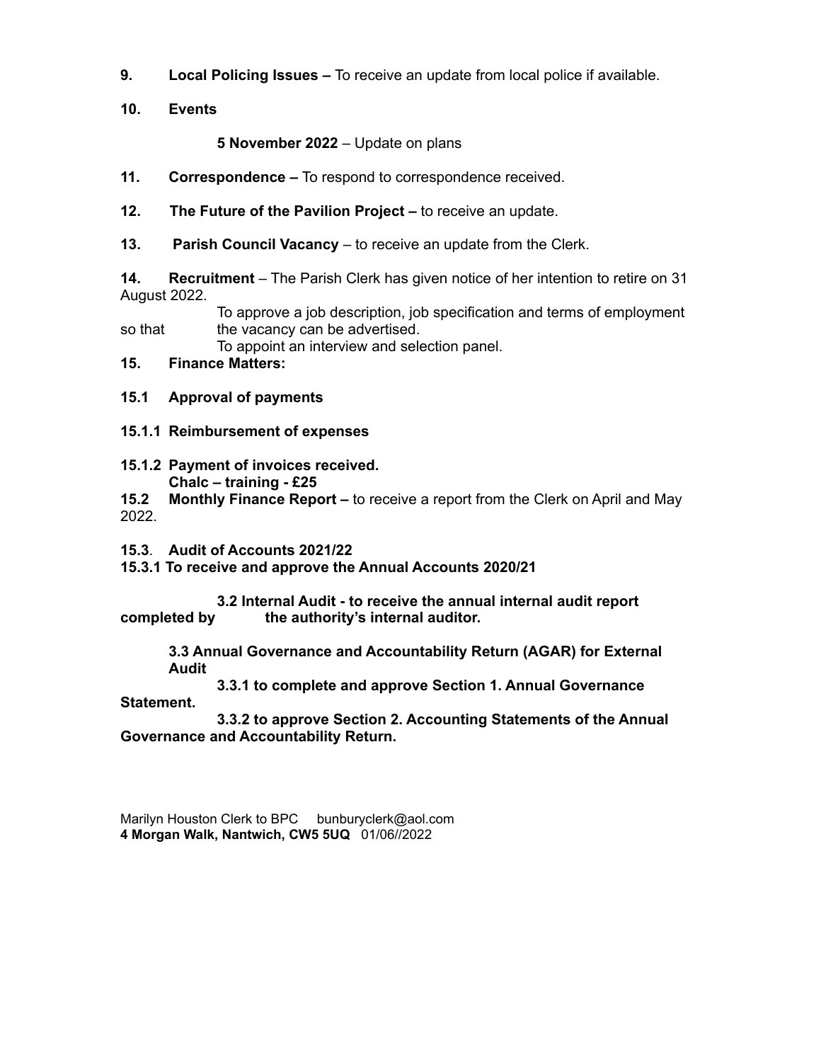**9. Local Policing Issues –** To receive an update from local police if available.

**10. Events**

**5 November 2022** – Update on plans

**11. Correspondence –** To respond to correspondence received.

**12. The Future of the Pavilion Project –** to receive an update.

**13. Parish Council Vacancy** – to receive an update from the Clerk.

**14. Recruitment** – The Parish Clerk has given notice of her intention to retire on 31 August 2022.

To approve a job description, job specification and terms of employment so that the vacancy can be advertised.

To appoint an interview and selection panel.

**15. Finance Matters:**

**15.1 Approval of payments**

**15.1.1 Reimbursement of expenses**

**15.1.2 Payment of invoices received.**
**Chalc – training - £25**

**15.2 Monthly Finance Report –** to receive a report from the Clerk on April and May 2022.

**15.3. Audit of Accounts 2021/22**

**15.3.1 To receive and approve the Annual Accounts 2020/21**

**3.2 Internal Audit - to receive the annual internal audit report completed by the authority's internal auditor.**

**3.3 Annual Governance and Accountability Return (AGAR) for External Audit**

**3.3.1 to complete and approve Section 1. Annual Governance Statement.**

**3.3.2 to approve Section 2. Accounting Statements of the Annual Governance and Accountability Return.**

Marilyn Houston Clerk to BPC bunburyclerk@aol.com
**4 Morgan Walk, Nantwich, CW5 5UQ** 01/06//2022